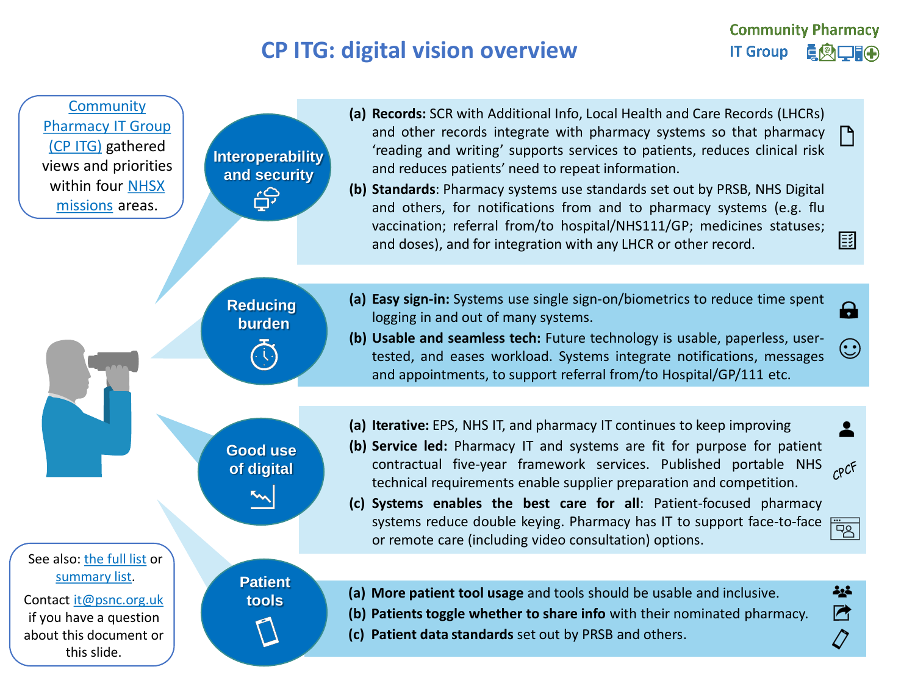# CP ITG: digital vision overview

Community Pharmacy IT Group

Community Pharmacy IT Group (CP ITG) gathered views and priorities within four NHSX missions areas.

## Interoperability and security

**(a) Records:** SCR with Additional Info, Local Health and Care Records (LHCRs) and other records integrate with pharmacy systems so that pharmacy 'reading and writing' supports services to patients, reduces clinical risk and reduces patients' need to repeat information.

**(b) Standards**: Pharmacy systems use standards set out by PRSB, NHS Digital and others, for notifications from and to pharmacy systems (e.g. flu vaccination; referral from/to hospital/NHS111/GP; medicines statuses; and doses), and for integration with any LHCR or other record.

## Reducing burden

**(a) Easy sign-in:** Systems use single sign-on/biometrics to reduce time spent logging in and out of many systems.

**(b) Usable and seamless tech:** Future technology is usable, paperless, user-tested, and eases workload. Systems integrate notifications, messages and appointments, to support referral from/to Hospital/GP/111 etc.

## Good use of digital

**(a) Iterative:** EPS, NHS IT, and pharmacy IT continues to keep improving

**(b) Service led:** Pharmacy IT and systems are fit for purpose for patient contractual five-year framework services. Published portable NHS technical requirements enable supplier preparation and competition.

CPCF

**(c) Systems enables the best care for all**: Patient-focused pharmacy systems reduce double keying. Pharmacy has IT to support face-to-face or remote care (including video consultation) options.

## Patient tools

**(a) More patient tool usage** and tools should be usable and inclusive.

**(b) Patients toggle whether to share info** with their nominated pharmacy.

**(c) Patient data standards** set out by PRSB and others.

See also: the full list or summary list.

Contact it@psnc.org.uk if you have a question about this document or this slide.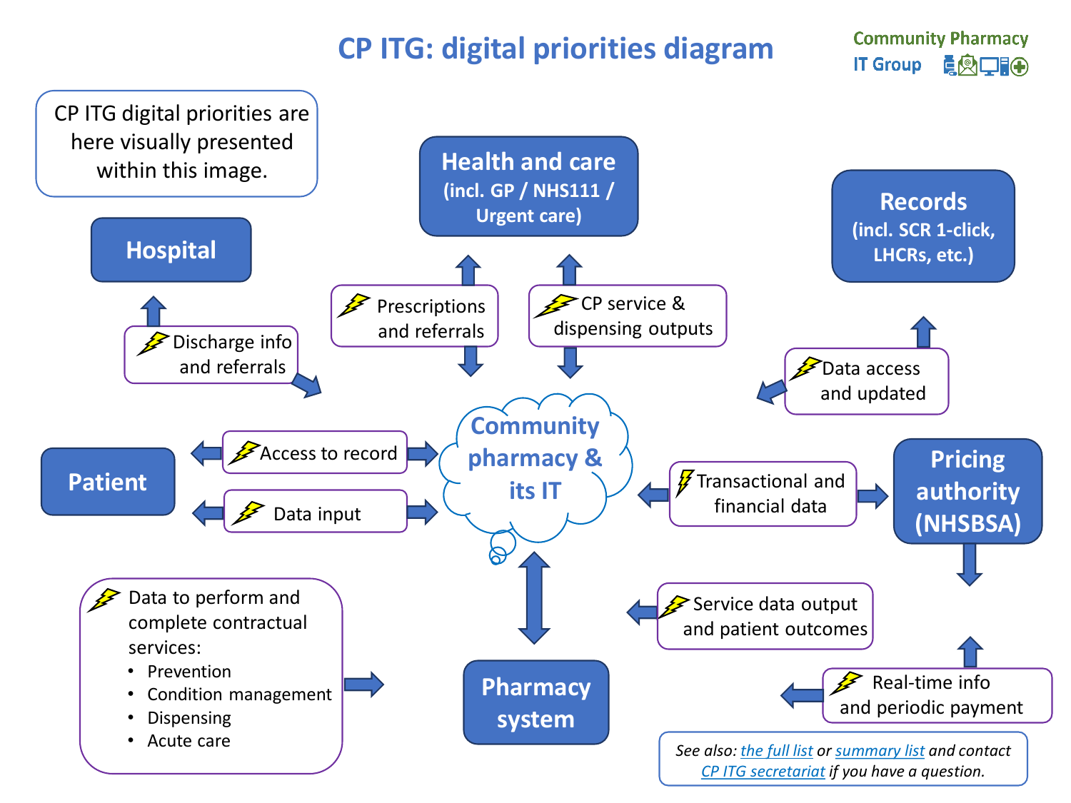# CP ITG: digital priorities diagram

Community Pharmacy IT Group

CP ITG digital priorities are here visually presented within this image.

**Hospital**

Discharge info and referrals

**Health and care (incl. GP / NHS111 / Urgent care)**

Prescriptions and referrals

CP service & dispensing outputs

**Records (incl. SCR 1-click, LHCRs, etc.)**

Data access and updated

**Patient**

Access to record

Data input

**Community pharmacy & its IT**

Transactional and financial data

**Pricing authority (NHSBSA)**

Data to perform and complete contractual services:

- Prevention
- Condition management
- Dispensing
- Acute care

**Pharmacy system**

Service data output and patient outcomes

Real-time info and periodic payment

*See also: the full list or summary list and contact CP ITG secretariat if you have a question.*